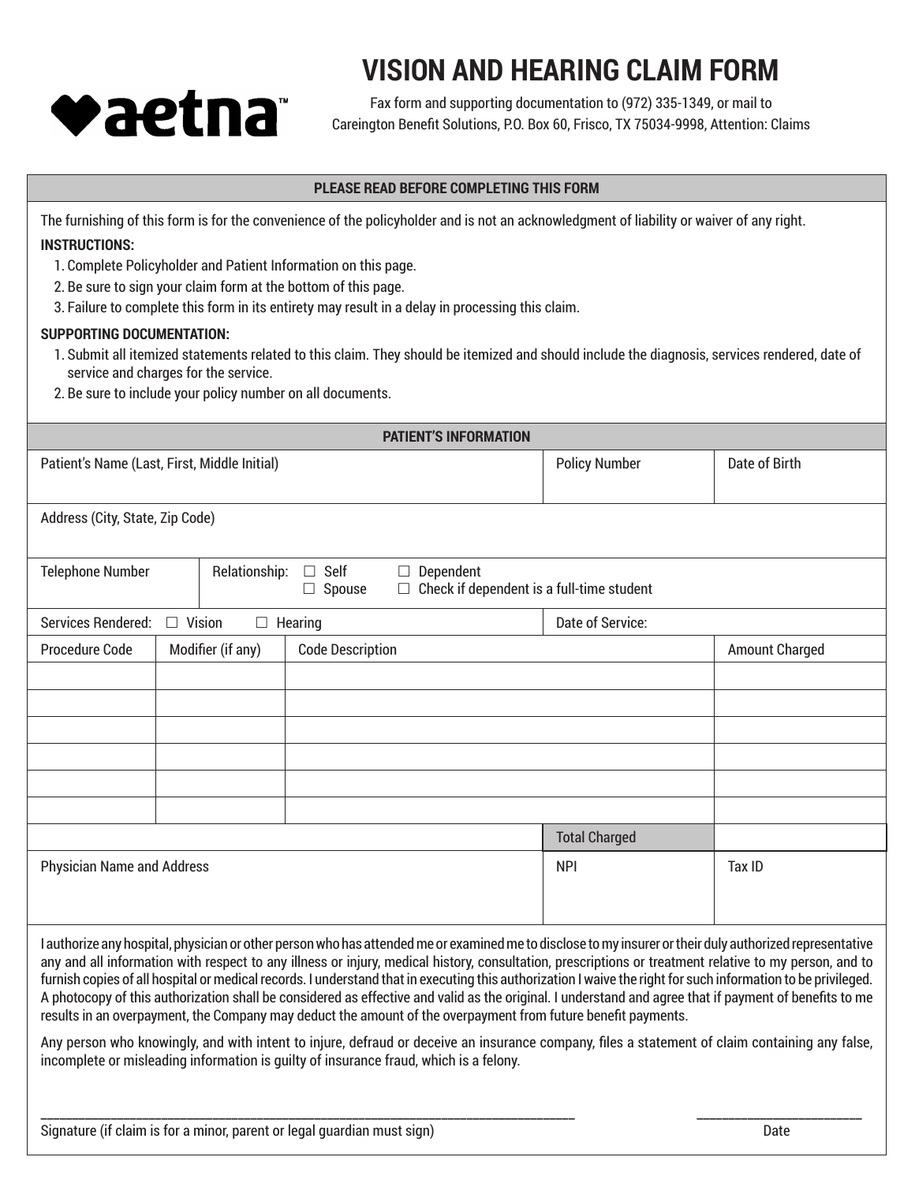**aetna**™

# VISION AND HEARING CLAIM FORM

Fax form and supporting documentation to (972) 335-1349, or mail to
Careington Benefit Solutions, P.O. Box 60, Frisco, TX 75034-9998, Attention: Claims

## PLEASE READ BEFORE COMPLETING THIS FORM

The furnishing of this form is for the convenience of the policyholder and is not an acknowledgment of liability or waiver of any right.

**INSTRUCTIONS:**

1. Complete Policyholder and Patient Information on this page.
2. Be sure to sign your claim form at the bottom of this page.
3. Failure to complete this form in its entirety may result in a delay in processing this claim.

**SUPPORTING DOCUMENTATION:**

1. Submit all itemized statements related to this claim. They should be itemized and should include the diagnosis, services rendered, date of service and charges for the service.
2. Be sure to include your policy number on all documents.

## PATIENT'S INFORMATION

| Patient's Name (Last, First, Middle Initial) | Policy Number | Date of Birth |
|---|---|---|
| | | |

| Address (City, State, Zip Code) |
|---|
| |

| Telephone Number | Relationship: ☐ Self ☐ Spouse ☐ Dependent ☐ Check if dependent is a full-time student |
|---|---|
| | |

| Services Rendered: ☐ Vision ☐ Hearing | Date of Service: |
|---|---|

| Procedure Code | Modifier (if any) | Code Description | Amount Charged |
|---|---|---|---|
| | | | |
| | | | |
| | | | |
| | | | |
| | | | |
| | | | |
| | | Total Charged | |

| Physician Name and Address | NPI | Tax ID |
|---|---|---|
| | | |

I authorize any hospital, physician or other person who has attended me or examined me to disclose to my insurer or their duly authorized representative any and all information with respect to any illness or injury, medical history, consultation, prescriptions or treatment relative to my person, and to furnish copies of all hospital or medical records. I understand that in executing this authorization I waive the right for such information to be privileged. A photocopy of this authorization shall be considered as effective and valid as the original. I understand and agree that if payment of benefits to me results in an overpayment, the Company may deduct the amount of the overpayment from future benefit payments.

Any person who knowingly, and with intent to injure, defraud or deceive an insurance company, files a statement of claim containing any false, incomplete or misleading information is guilty of insurance fraud, which is a felony.

_________________________________________________ ____________________

Signature (if claim is for a minor, parent or legal guardian must sign) Date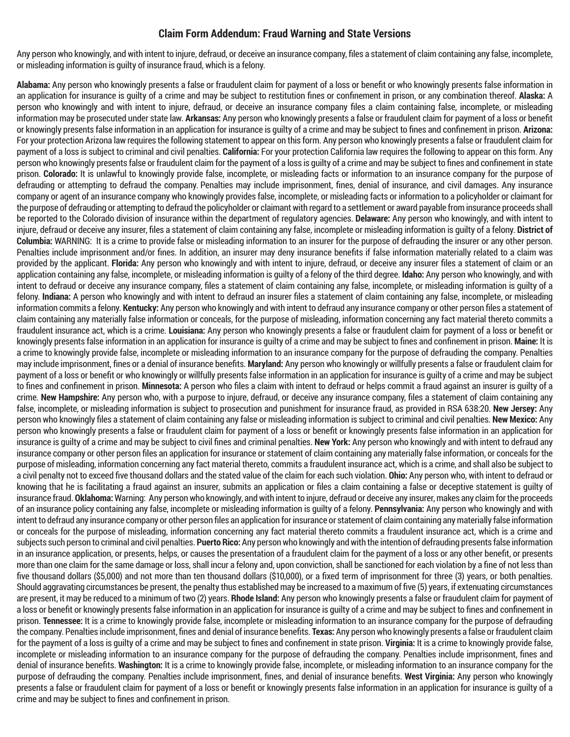## Claim Form Addendum: Fraud Warning and State Versions

Any person who knowingly, and with intent to injure, defraud, or deceive an insurance company, files a statement of claim containing any false, incomplete, or misleading information is guilty of insurance fraud, which is a felony.

**Alabama:** Any person who knowingly presents a false or fraudulent claim for payment of a loss or benefit or who knowingly presents false information in an application for insurance is guilty of a crime and may be subject to restitution fines or confinement in prison, or any combination thereof. **Alaska:** A person who knowingly and with intent to injure, defraud, or deceive an insurance company files a claim containing false, incomplete, or misleading information may be prosecuted under state law. **Arkansas:** Any person who knowingly presents a false or fraudulent claim for payment of a loss or benefit or knowingly presents false information in an application for insurance is guilty of a crime and may be subject to fines and confinement in prison. **Arizona:** For your protection Arizona law requires the following statement to appear on this form. Any person who knowingly presents a false or fraudulent claim for payment of a loss is subject to criminal and civil penalties. **California:** For your protection California law requires the following to appear on this form. Any person who knowingly presents false or fraudulent claim for the payment of a loss is guilty of a crime and may be subject to fines and confinement in state prison. **Colorado:** It is unlawful to knowingly provide false, incomplete, or misleading facts or information to an insurance company for the purpose of defrauding or attempting to defraud the company. Penalties may include imprisonment, fines, denial of insurance, and civil damages. Any insurance company or agent of an insurance company who knowingly provides false, incomplete, or misleading facts or information to a policyholder or claimant for the purpose of defrauding or attempting to defraud the policyholder or claimant with regard to a settlement or award payable from insurance proceeds shall be reported to the Colorado division of insurance within the department of regulatory agencies. **Delaware:** Any person who knowingly, and with intent to injure, defraud or deceive any insurer, files a statement of claim containing any false, incomplete or misleading information is guilty of a felony. **District of Columbia:** WARNING: It is a crime to provide false or misleading information to an insurer for the purpose of defrauding the insurer or any other person. Penalties include imprisonment and/or fines. In addition, an insurer may deny insurance benefits if false information materially related to a claim was provided by the applicant. **Florida:** Any person who knowingly and with intent to injure, defraud, or deceive any insurer files a statement of claim or an application containing any false, incomplete, or misleading information is guilty of a felony of the third degree. **Idaho:** Any person who knowingly, and with intent to defraud or deceive any insurance company, files a statement of claim containing any false, incomplete, or misleading information is guilty of a felony. **Indiana:** A person who knowingly and with intent to defraud an insurer files a statement of claim containing any false, incomplete, or misleading information commits a felony. **Kentucky:** Any person who knowingly and with intent to defraud any insurance company or other person files a statement of claim containing any materially false information or conceals, for the purpose of misleading, information concerning any fact material thereto commits a fraudulent insurance act, which is a crime. **Louisiana:** Any person who knowingly presents a false or fraudulent claim for payment of a loss or benefit or knowingly presents false information in an application for insurance is guilty of a crime and may be subject to fines and confinement in prison. **Maine:** It is a crime to knowingly provide false, incomplete or misleading information to an insurance company for the purpose of defrauding the company. Penalties may include imprisonment, fines or a denial of insurance benefits. **Maryland:** Any person who knowingly or willfully presents a false or fraudulent claim for payment of a loss or benefit or who knowingly or willfully presents false information in an application for insurance is guilty of a crime and may be subject to fines and confinement in prison. **Minnesota:** A person who files a claim with intent to defraud or helps commit a fraud against an insurer is guilty of a crime. **New Hampshire:** Any person who, with a purpose to injure, defraud, or deceive any insurance company, files a statement of claim containing any false, incomplete, or misleading information is subject to prosecution and punishment for insurance fraud, as provided in RSA 638:20. **New Jersey:** Any person who knowingly files a statement of claim containing any false or misleading information is subject to criminal and civil penalties. **New Mexico:** Any person who knowingly presents a false or fraudulent claim for payment of a loss or benefit or knowingly presents false information in an application for insurance is guilty of a crime and may be subject to civil fines and criminal penalties. **New York:** Any person who knowingly and with intent to defraud any insurance company or other person files an application for insurance or statement of claim containing any materially false information, or conceals for the purpose of misleading, information concerning any fact material thereto, commits a fraudulent insurance act, which is a crime, and shall also be subject to a civil penalty not to exceed five thousand dollars and the stated value of the claim for each such violation. **Ohio:** Any person who, with intent to defraud or knowing that he is facilitating a fraud against an insurer, submits an application or files a claim containing a false or deceptive statement is guilty of insurance fraud. **Oklahoma:** Warning: Any person who knowingly, and with intent to injure, defraud or deceive any insurer, makes any claim for the proceeds of an insurance policy containing any false, incomplete or misleading information is guilty of a felony. **Pennsylvania:** Any person who knowingly and with intent to defraud any insurance company or other person files an application for insurance or statement of claim containing any materially false information or conceals for the purpose of misleading, information concerning any fact material thereto commits a fraudulent insurance act, which is a crime and subjects such person to criminal and civil penalties. **Puerto Rico:** Any person who knowingly and with the intention of defrauding presents false information in an insurance application, or presents, helps, or causes the presentation of a fraudulent claim for the payment of a loss or any other benefit, or presents more than one claim for the same damage or loss, shall incur a felony and, upon conviction, shall be sanctioned for each violation by a fine of not less than five thousand dollars ($5,000) and not more than ten thousand dollars ($10,000), or a fixed term of imprisonment for three (3) years, or both penalties. Should aggravating circumstances be present, the penalty thus established may be increased to a maximum of five (5) years, if extenuating circumstances are present, it may be reduced to a minimum of two (2) years. **Rhode Island:** Any person who knowingly presents a false or fraudulent claim for payment of a loss or benefit or knowingly presents false information in an application for insurance is guilty of a crime and may be subject to fines and confinement in prison. **Tennessee:** It is a crime to knowingly provide false, incomplete or misleading information to an insurance company for the purpose of defrauding the company. Penalties include imprisonment, fines and denial of insurance benefits. **Texas:** Any person who knowingly presents a false or fraudulent claim for the payment of a loss is guilty of a crime and may be subject to fines and confinement in state prison. **Virginia:** It is a crime to knowingly provide false, incomplete or misleading information to an insurance company for the purpose of defrauding the company. Penalties include imprisonment, fines and denial of insurance benefits. **Washington:** It is a crime to knowingly provide false, incomplete, or misleading information to an insurance company for the purpose of defrauding the company. Penalties include imprisonment, fines, and denial of insurance benefits. **West Virginia:** Any person who knowingly presents a false or fraudulent claim for payment of a loss or benefit or knowingly presents false information in an application for insurance is guilty of a crime and may be subject to fines and confinement in prison.